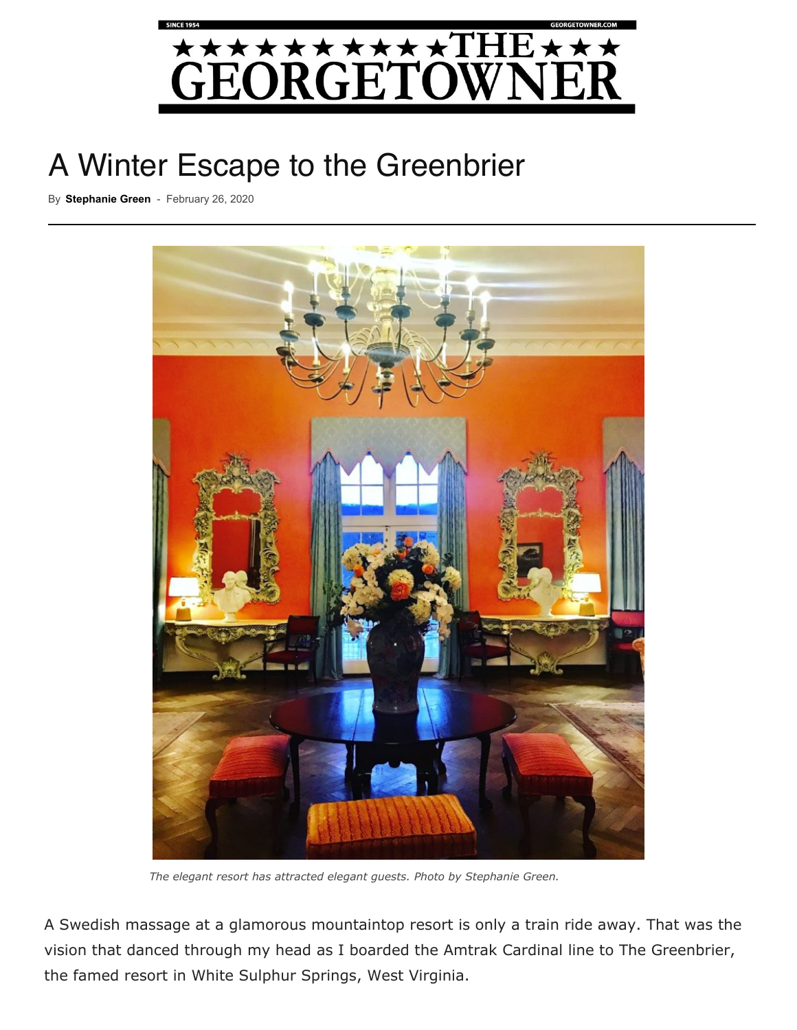# A Winter Escape to the Greenbrier

By **Stephanie Green** - February 26, 2020

*The elegant resort has attracted elegant guests. Photo by Stephanie Green.*

A Swedish massage at a glamorous mountaintop resort is only a train ride away. That was the vision that danced through my head as I boarded the Amtrak Cardinal line to The Greenbrier, the famed resort in White Sulphur Springs, West Virginia.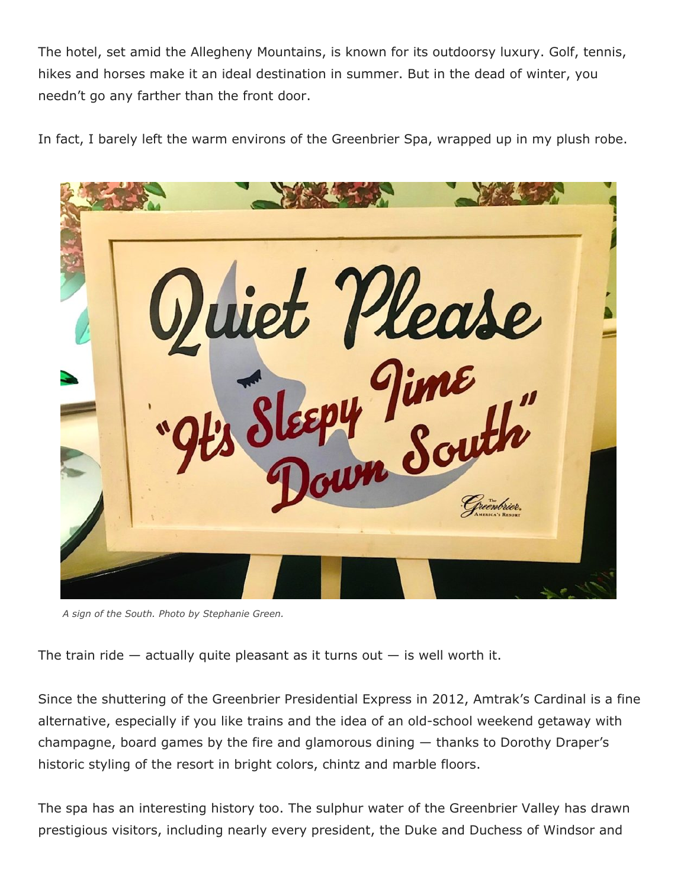The hotel, set amid the Allegheny Mountains, is known for its outdoorsy luxury. Golf, tennis, hikes and horses make it an ideal destination in summer. But in the dead of winter, you needn't go any farther than the front door.

In fact, I barely left the warm environs of the Greenbrier Spa, wrapped up in my plush robe.

*A sign of the South. Photo by Stephanie Green.*

The train ride — actually quite pleasant as it turns out — is well worth it.

Since the shuttering of the Greenbrier Presidential Express in 2012, Amtrak's Cardinal is a fine alternative, especially if you like trains and the idea of an old-school weekend getaway with champagne, board games by the fire and glamorous dining — thanks to Dorothy Draper's historic styling of the resort in bright colors, chintz and marble floors.

The spa has an interesting history too. The sulphur water of the Greenbrier Valley has drawn prestigious visitors, including nearly every president, the Duke and Duchess of Windsor and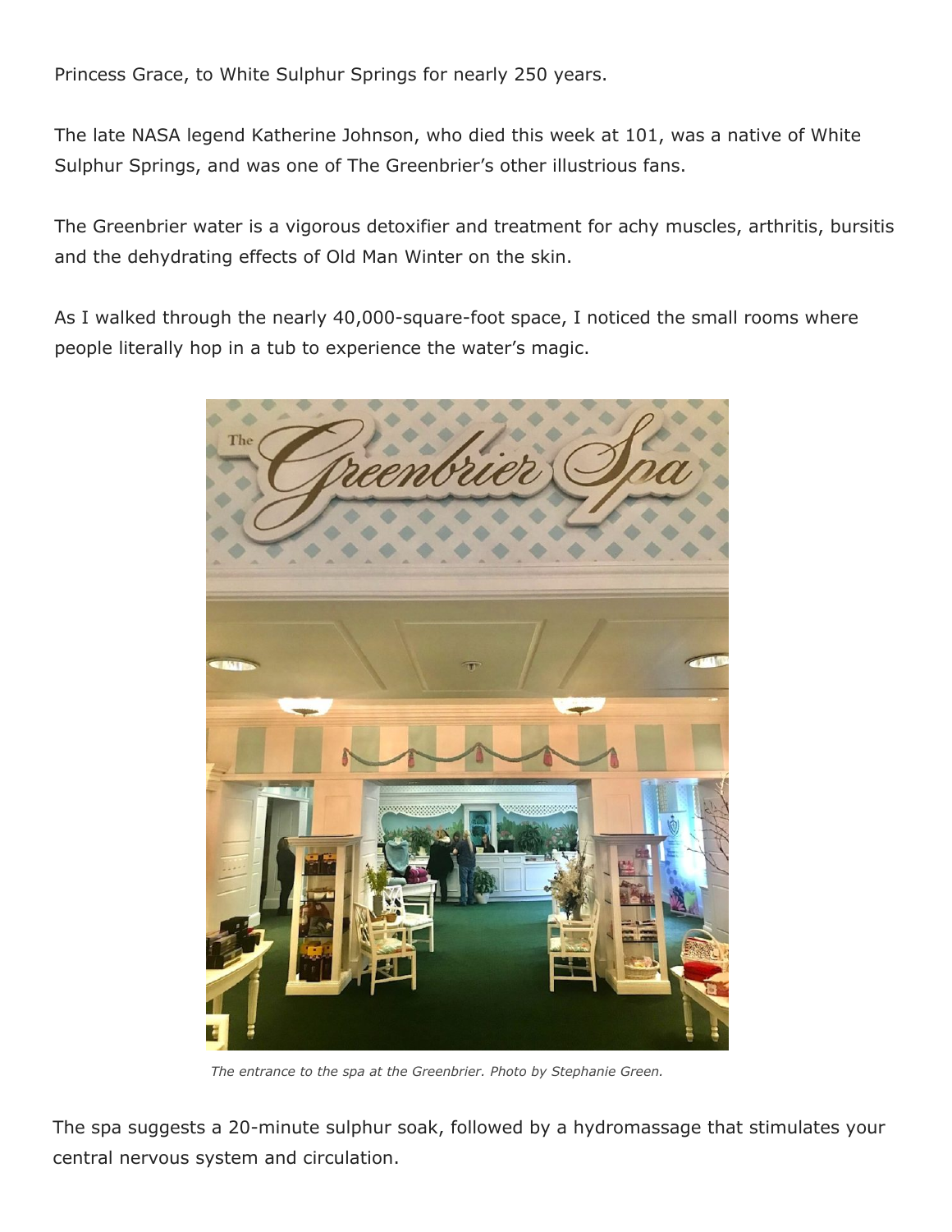Princess Grace, to White Sulphur Springs for nearly 250 years.

The late NASA legend Katherine Johnson, who died this week at 101, was a native of White Sulphur Springs, and was one of The Greenbrier's other illustrious fans.

The Greenbrier water is a vigorous detoxifier and treatment for achy muscles, arthritis, bursitis and the dehydrating effects of Old Man Winter on the skin.

As I walked through the nearly 40,000-square-foot space, I noticed the small rooms where people literally hop in a tub to experience the water's magic.

*The entrance to the spa at the Greenbrier. Photo by Stephanie Green.*

The spa suggests a 20-minute sulphur soak, followed by a hydromassage that stimulates your central nervous system and circulation.